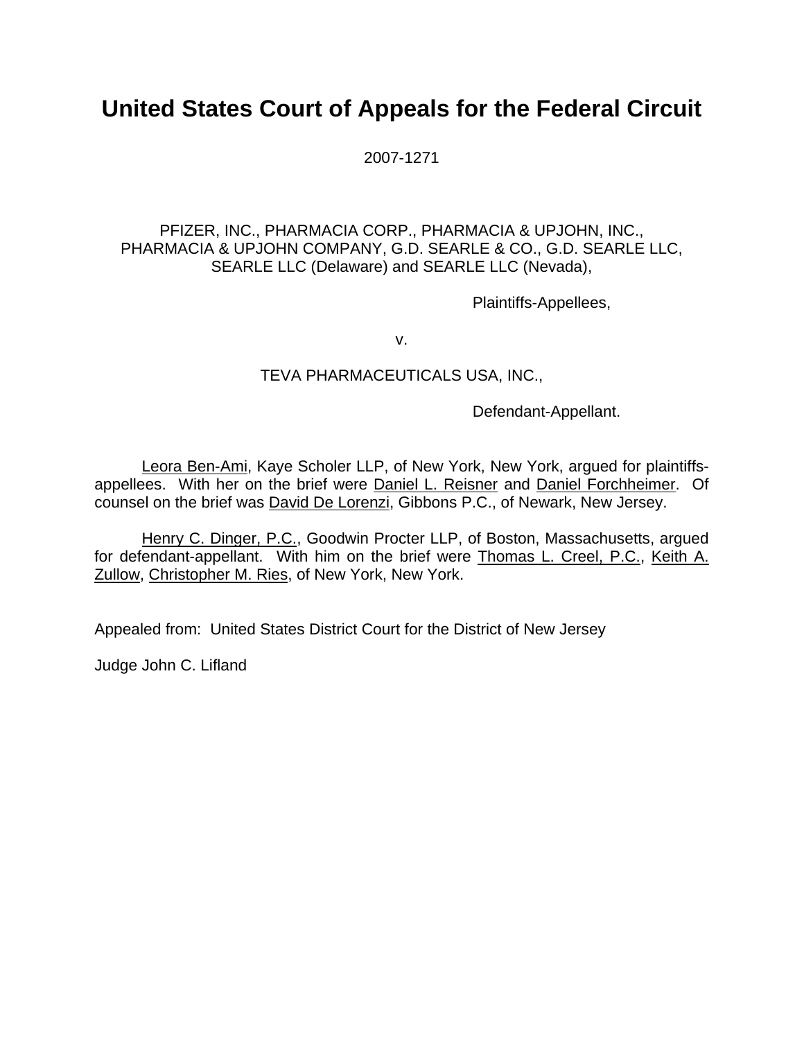# United States Court of Appeals for the Federal Circuit

2007-1271

PFIZER, INC., PHARMACIA CORP., PHARMACIA & UPJOHN, INC., PHARMACIA & UPJOHN COMPANY, G.D. SEARLE & CO., G.D. SEARLE LLC, SEARLE LLC (Delaware) and SEARLE LLC (Nevada),

Plaintiffs-Appellees,

v.

TEVA PHARMACEUTICALS USA, INC.,

Defendant-Appellant.

Leora Ben-Ami, Kaye Scholer LLP, of New York, New York, argued for plaintiffs-appellees. With her on the brief were Daniel L. Reisner and Daniel Forchheimer. Of counsel on the brief was David De Lorenzi, Gibbons P.C., of Newark, New Jersey.

Henry C. Dinger, P.C., Goodwin Procter LLP, of Boston, Massachusetts, argued for defendant-appellant. With him on the brief were Thomas L. Creel, P.C., Keith A. Zullow, Christopher M. Ries, of New York, New York.

Appealed from: United States District Court for the District of New Jersey

Judge John C. Lifland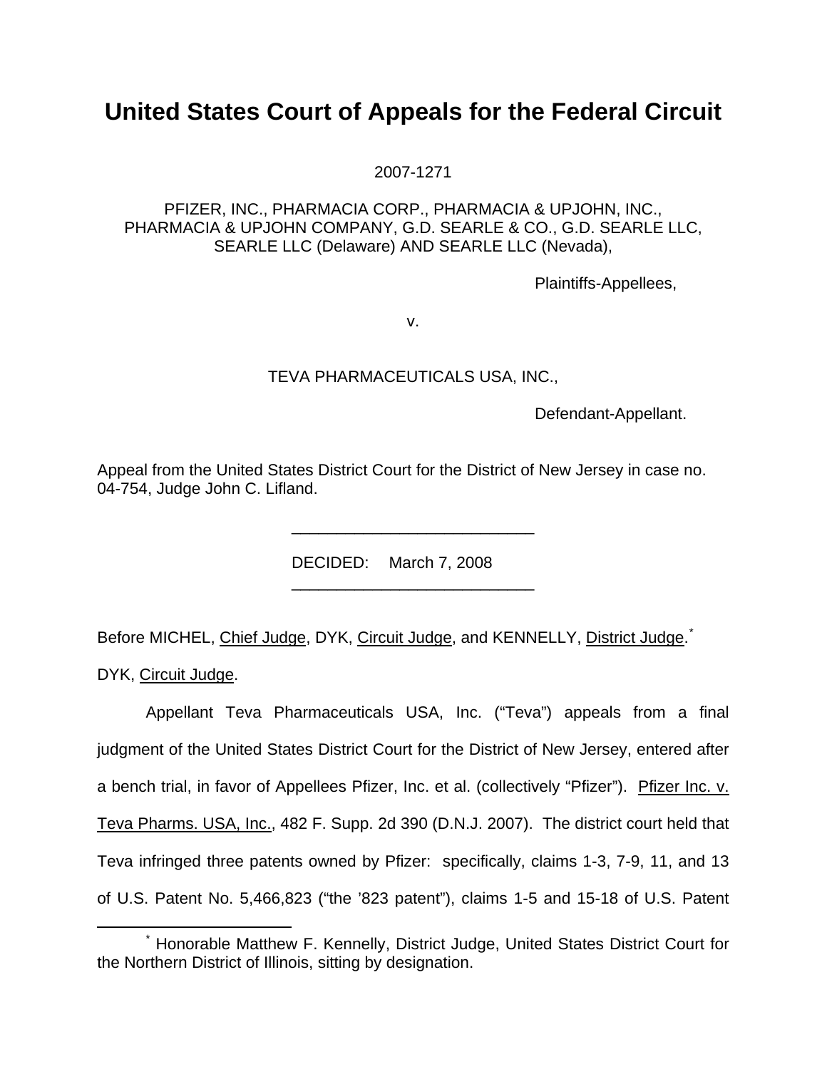# United States Court of Appeals for the Federal Circuit

2007-1271

PFIZER, INC., PHARMACIA CORP., PHARMACIA & UPJOHN, INC., PHARMACIA & UPJOHN COMPANY, G.D. SEARLE & CO., G.D. SEARLE LLC, SEARLE LLC (Delaware) AND SEARLE LLC (Nevada),

Plaintiffs-Appellees,

v.

TEVA PHARMACEUTICALS USA, INC.,

Defendant-Appellant.

Appeal from the United States District Court for the District of New Jersey in case no. 04-754, Judge John C. Lifland.

---

DECIDED: March 7, 2008

---

Before MICHEL, Chief Judge, DYK, Circuit Judge, and KENNELLY, District Judge.*

DYK, Circuit Judge.

Appellant Teva Pharmaceuticals USA, Inc. ("Teva") appeals from a final judgment of the United States District Court for the District of New Jersey, entered after a bench trial, in favor of Appellees Pfizer, Inc. et al. (collectively "Pfizer"). Pfizer Inc. v. Teva Pharms. USA, Inc., 482 F. Supp. 2d 390 (D.N.J. 2007). The district court held that Teva infringed three patents owned by Pfizer: specifically, claims 1-3, 7-9, 11, and 13 of U.S. Patent No. 5,466,823 ("the '823 patent"), claims 1-5 and 15-18 of U.S. Patent

---

* Honorable Matthew F. Kennelly, District Judge, United States District Court for the Northern District of Illinois, sitting by designation.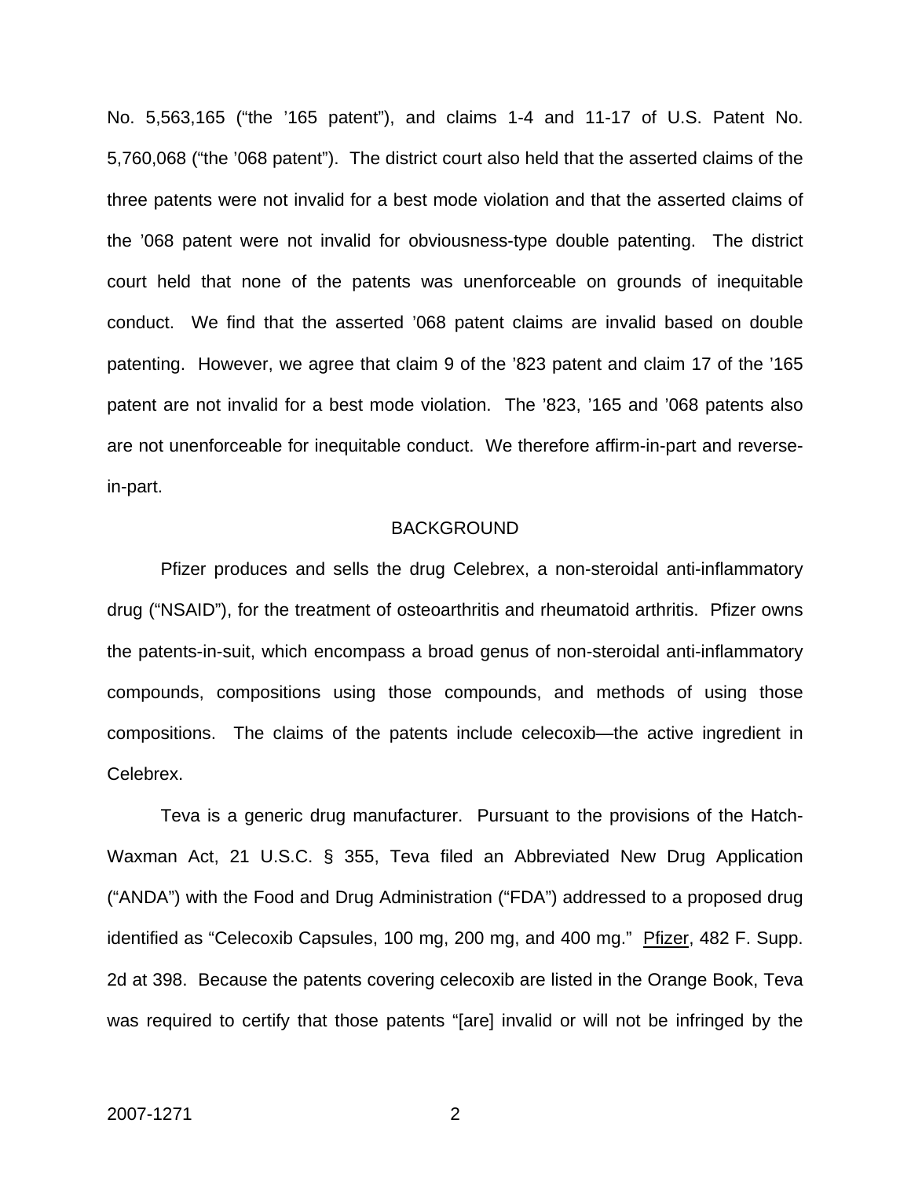No. 5,563,165 ("the '165 patent"), and claims 1-4 and 11-17 of U.S. Patent No. 5,760,068 ("the '068 patent"). The district court also held that the asserted claims of the three patents were not invalid for a best mode violation and that the asserted claims of the '068 patent were not invalid for obviousness-type double patenting. The district court held that none of the patents was unenforceable on grounds of inequitable conduct. We find that the asserted '068 patent claims are invalid based on double patenting. However, we agree that claim 9 of the '823 patent and claim 17 of the '165 patent are not invalid for a best mode violation. The '823, '165 and '068 patents also are not unenforceable for inequitable conduct. We therefore affirm-in-part and reverse-in-part.

## BACKGROUND

Pfizer produces and sells the drug Celebrex, a non-steroidal anti-inflammatory drug ("NSAID"), for the treatment of osteoarthritis and rheumatoid arthritis. Pfizer owns the patents-in-suit, which encompass a broad genus of non-steroidal anti-inflammatory compounds, compositions using those compounds, and methods of using those compositions. The claims of the patents include celecoxib—the active ingredient in Celebrex.

Teva is a generic drug manufacturer. Pursuant to the provisions of the Hatch-Waxman Act, 21 U.S.C. § 355, Teva filed an Abbreviated New Drug Application ("ANDA") with the Food and Drug Administration ("FDA") addressed to a proposed drug identified as "Celecoxib Capsules, 100 mg, 200 mg, and 400 mg." Pfizer, 482 F. Supp. 2d at 398. Because the patents covering celecoxib are listed in the Orange Book, Teva was required to certify that those patents "[are] invalid or will not be infringed by the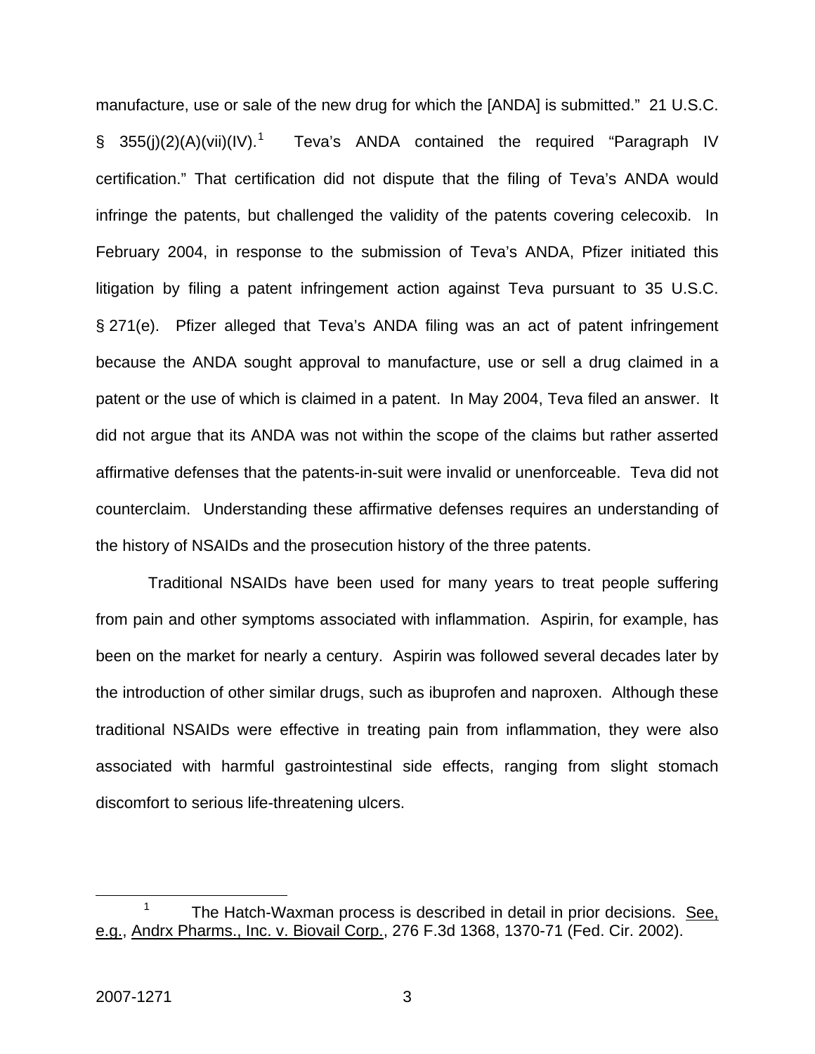manufacture, use or sale of the new drug for which the [ANDA] is submitted." 21 U.S.C. § 355(j)(2)(A)(vii)(IV).[1] Teva's ANDA contained the required "Paragraph IV certification." That certification did not dispute that the filing of Teva's ANDA would infringe the patents, but challenged the validity of the patents covering celecoxib. In February 2004, in response to the submission of Teva's ANDA, Pfizer initiated this litigation by filing a patent infringement action against Teva pursuant to 35 U.S.C. § 271(e). Pfizer alleged that Teva's ANDA filing was an act of patent infringement because the ANDA sought approval to manufacture, use or sell a drug claimed in a patent or the use of which is claimed in a patent. In May 2004, Teva filed an answer. It did not argue that its ANDA was not within the scope of the claims but rather asserted affirmative defenses that the patents-in-suit were invalid or unenforceable. Teva did not counterclaim. Understanding these affirmative defenses requires an understanding of the history of NSAIDs and the prosecution history of the three patents.

Traditional NSAIDs have been used for many years to treat people suffering from pain and other symptoms associated with inflammation. Aspirin, for example, has been on the market for nearly a century. Aspirin was followed several decades later by the introduction of other similar drugs, such as ibuprofen and naproxen. Although these traditional NSAIDs were effective in treating pain from inflammation, they were also associated with harmful gastrointestinal side effects, ranging from slight stomach discomfort to serious life-threatening ulcers.

[1] The Hatch-Waxman process is described in detail in prior decisions. See, e.g., Andrx Pharms., Inc. v. Biovail Corp., 276 F.3d 1368, 1370-71 (Fed. Cir. 2002).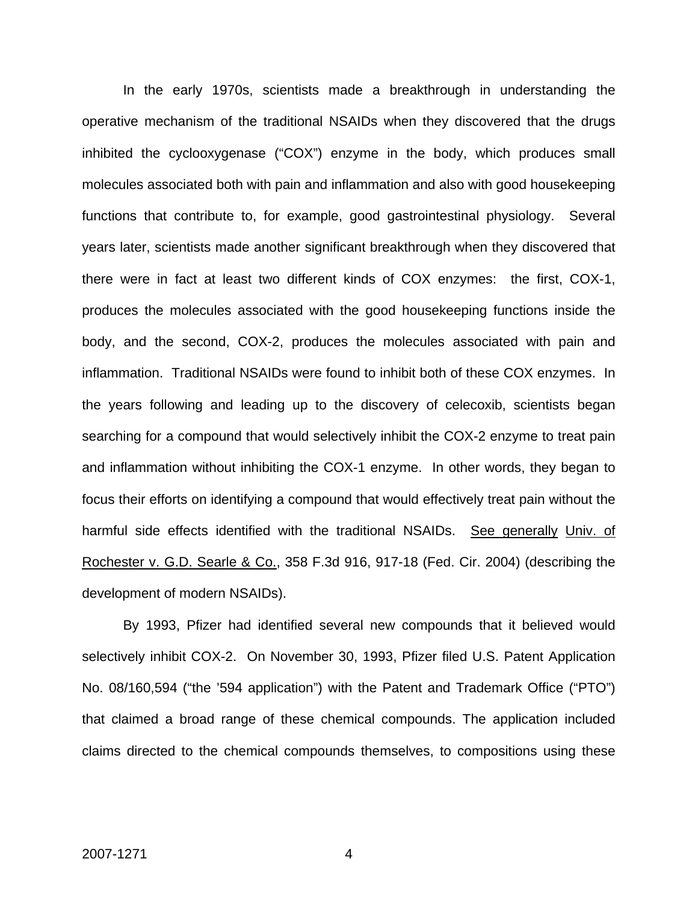In the early 1970s, scientists made a breakthrough in understanding the operative mechanism of the traditional NSAIDs when they discovered that the drugs inhibited the cyclooxygenase ("COX") enzyme in the body, which produces small molecules associated both with pain and inflammation and also with good housekeeping functions that contribute to, for example, good gastrointestinal physiology. Several years later, scientists made another significant breakthrough when they discovered that there were in fact at least two different kinds of COX enzymes: the first, COX-1, produces the molecules associated with the good housekeeping functions inside the body, and the second, COX-2, produces the molecules associated with pain and inflammation. Traditional NSAIDs were found to inhibit both of these COX enzymes. In the years following and leading up to the discovery of celecoxib, scientists began searching for a compound that would selectively inhibit the COX-2 enzyme to treat pain and inflammation without inhibiting the COX-1 enzyme. In other words, they began to focus their efforts on identifying a compound that would effectively treat pain without the harmful side effects identified with the traditional NSAIDs. See generally Univ. of Rochester v. G.D. Searle & Co., 358 F.3d 916, 917-18 (Fed. Cir. 2004) (describing the development of modern NSAIDs).

By 1993, Pfizer had identified several new compounds that it believed would selectively inhibit COX-2. On November 30, 1993, Pfizer filed U.S. Patent Application No. 08/160,594 ("the '594 application") with the Patent and Trademark Office ("PTO") that claimed a broad range of these chemical compounds. The application included claims directed to the chemical compounds themselves, to compositions using these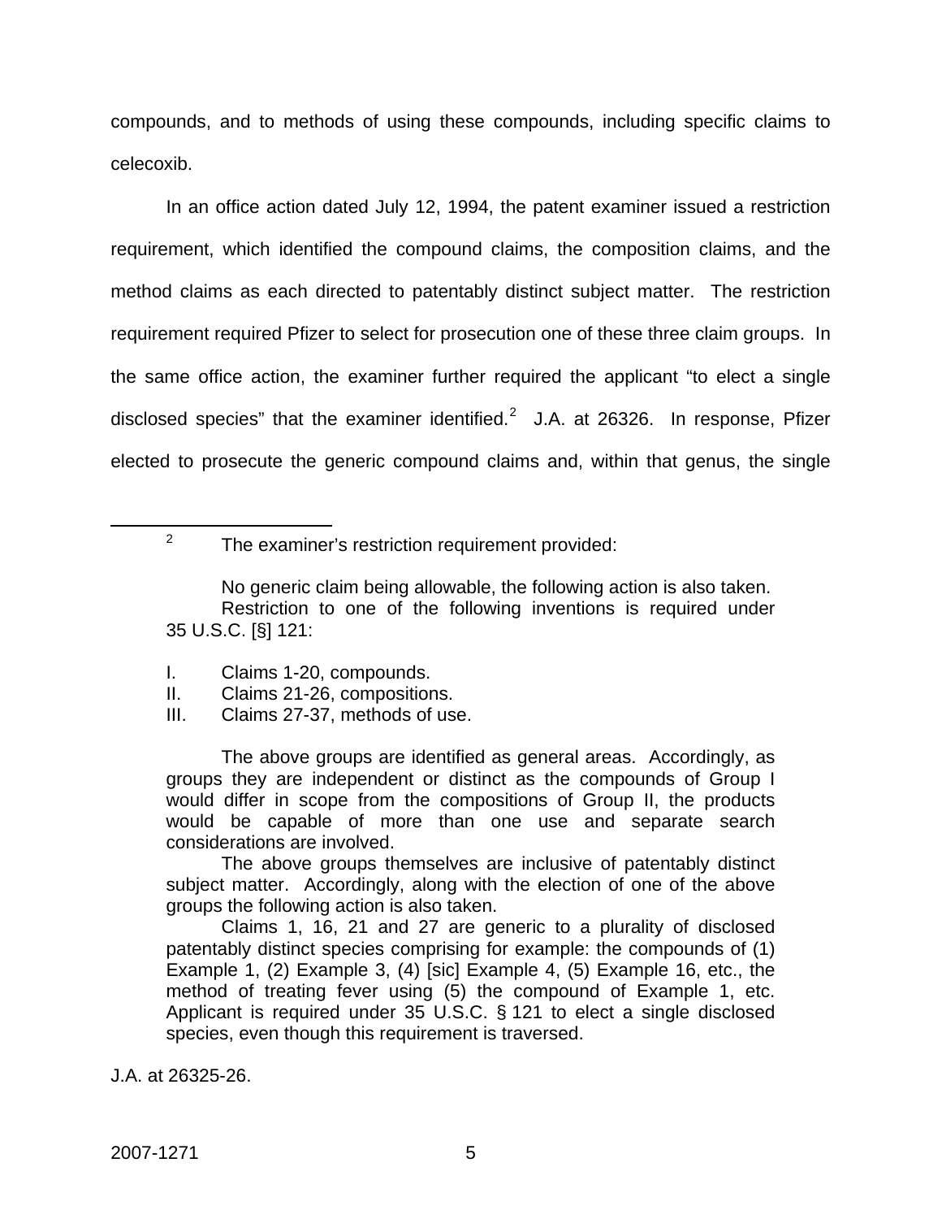compounds, and to methods of using these compounds, including specific claims to celecoxib.

In an office action dated July 12, 1994, the patent examiner issued a restriction requirement, which identified the compound claims, the composition claims, and the method claims as each directed to patentably distinct subject matter. The restriction requirement required Pfizer to select for prosecution one of these three claim groups. In the same office action, the examiner further required the applicant "to elect a single disclosed species" that the examiner identified.[2] J.A. at 26326. In response, Pfizer elected to prosecute the generic compound claims and, within that genus, the single

---

[2] The examiner's restriction requirement provided:

> No generic claim being allowable, the following action is also taken. Restriction to one of the following inventions is required under 35 U.S.C. [§] 121:
>
> I. Claims 1-20, compounds.
> II. Claims 21-26, compositions.
> III. Claims 27-37, methods of use.
>
> The above groups are identified as general areas. Accordingly, as groups they are independent or distinct as the compounds of Group I would differ in scope from the compositions of Group II, the products would be capable of more than one use and separate search considerations are involved.
>
> The above groups themselves are inclusive of patentably distinct subject matter. Accordingly, along with the election of one of the above groups the following action is also taken.
>
> Claims 1, 16, 21 and 27 are generic to a plurality of disclosed patentably distinct species comprising for example: the compounds of (1) Example 1, (2) Example 3, (4) [sic] Example 4, (5) Example 16, etc., the method of treating fever using (5) the compound of Example 1, etc. Applicant is required under 35 U.S.C. § 121 to elect a single disclosed species, even though this requirement is traversed.

J.A. at 26325-26.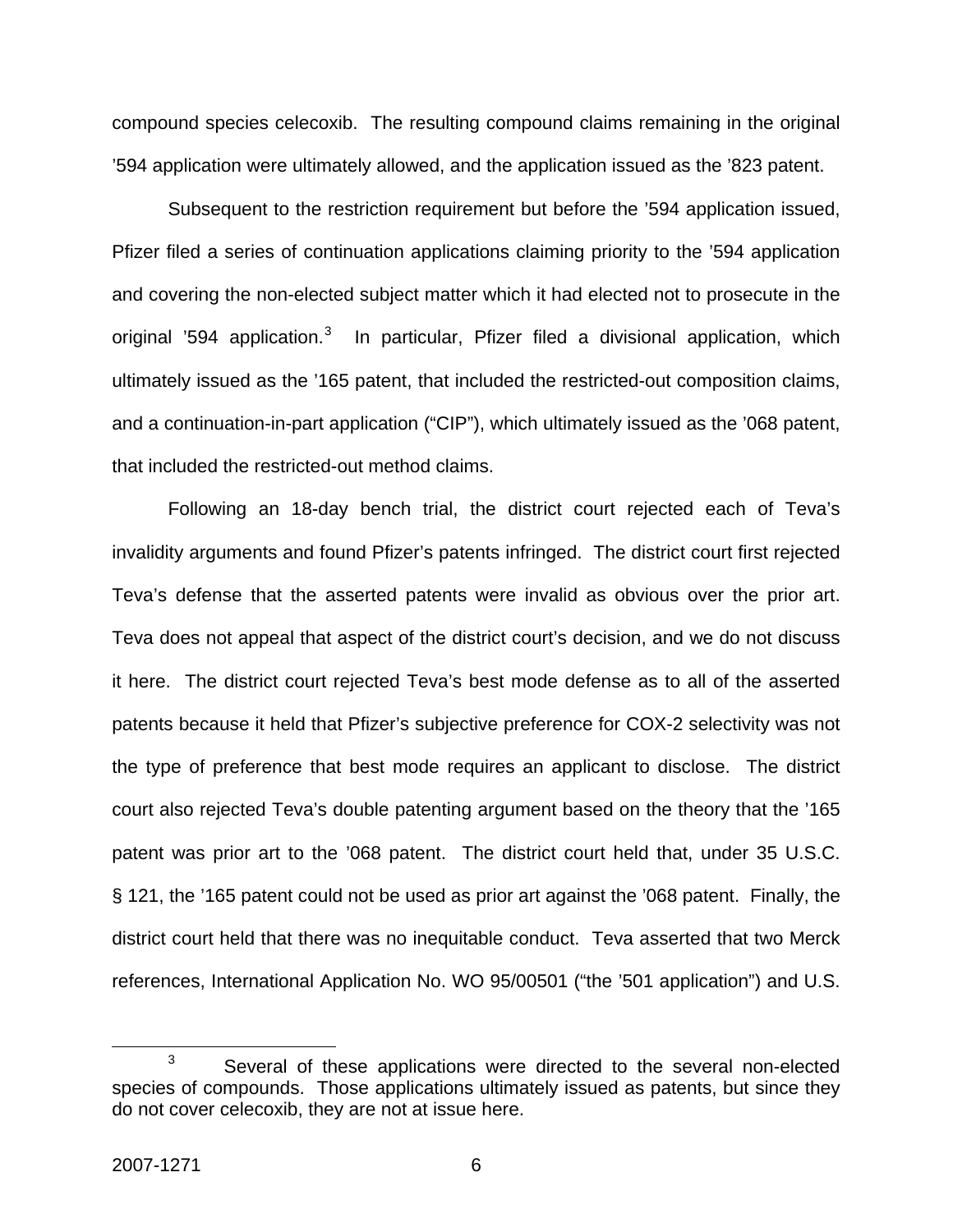compound species celecoxib. The resulting compound claims remaining in the original ’594 application were ultimately allowed, and the application issued as the ’823 patent.

Subsequent to the restriction requirement but before the ’594 application issued, Pfizer filed a series of continuation applications claiming priority to the ’594 application and covering the non-elected subject matter which it had elected not to prosecute in the original ’594 application.[3] In particular, Pfizer filed a divisional application, which ultimately issued as the ’165 patent, that included the restricted-out composition claims, and a continuation-in-part application (“CIP”), which ultimately issued as the ’068 patent, that included the restricted-out method claims.

Following an 18-day bench trial, the district court rejected each of Teva’s invalidity arguments and found Pfizer’s patents infringed. The district court first rejected Teva’s defense that the asserted patents were invalid as obvious over the prior art. Teva does not appeal that aspect of the district court’s decision, and we do not discuss it here. The district court rejected Teva’s best mode defense as to all of the asserted patents because it held that Pfizer’s subjective preference for COX-2 selectivity was not the type of preference that best mode requires an applicant to disclose. The district court also rejected Teva’s double patenting argument based on the theory that the ’165 patent was prior art to the ’068 patent. The district court held that, under 35 U.S.C. § 121, the ’165 patent could not be used as prior art against the ’068 patent. Finally, the district court held that there was no inequitable conduct. Teva asserted that two Merck references, International Application No. WO 95/00501 (“the ’501 application”) and U.S.

[3] Several of these applications were directed to the several non-elected species of compounds. Those applications ultimately issued as patents, but since they do not cover celecoxib, they are not at issue here.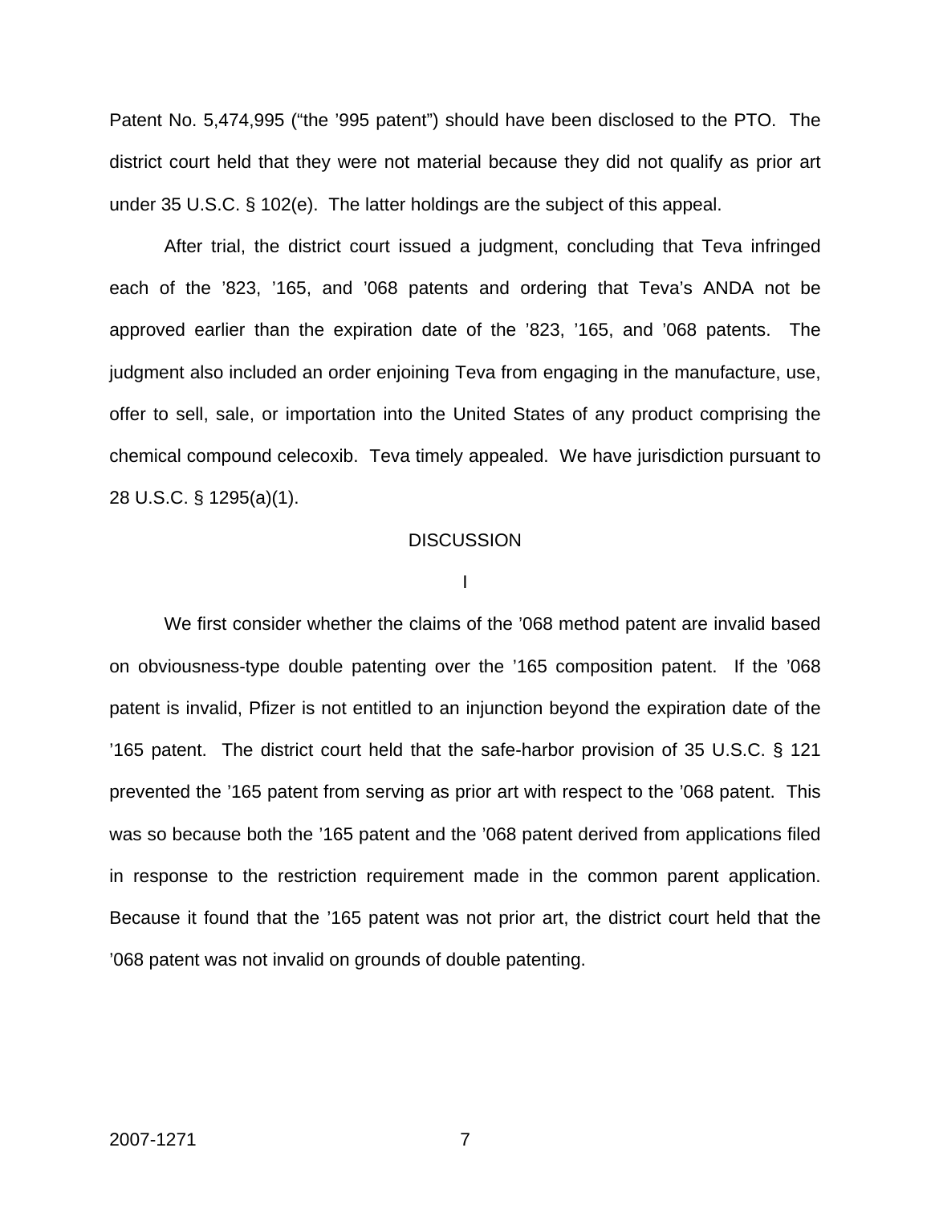Patent No. 5,474,995 ("the '995 patent") should have been disclosed to the PTO. The district court held that they were not material because they did not qualify as prior art under 35 U.S.C. § 102(e). The latter holdings are the subject of this appeal.

After trial, the district court issued a judgment, concluding that Teva infringed each of the '823, '165, and '068 patents and ordering that Teva's ANDA not be approved earlier than the expiration date of the '823, '165, and '068 patents. The judgment also included an order enjoining Teva from engaging in the manufacture, use, offer to sell, sale, or importation into the United States of any product comprising the chemical compound celecoxib. Teva timely appealed. We have jurisdiction pursuant to 28 U.S.C. § 1295(a)(1).

## DISCUSSION

### I

We first consider whether the claims of the '068 method patent are invalid based on obviousness-type double patenting over the '165 composition patent. If the '068 patent is invalid, Pfizer is not entitled to an injunction beyond the expiration date of the '165 patent. The district court held that the safe-harbor provision of 35 U.S.C. § 121 prevented the '165 patent from serving as prior art with respect to the '068 patent. This was so because both the '165 patent and the '068 patent derived from applications filed in response to the restriction requirement made in the common parent application. Because it found that the '165 patent was not prior art, the district court held that the '068 patent was not invalid on grounds of double patenting.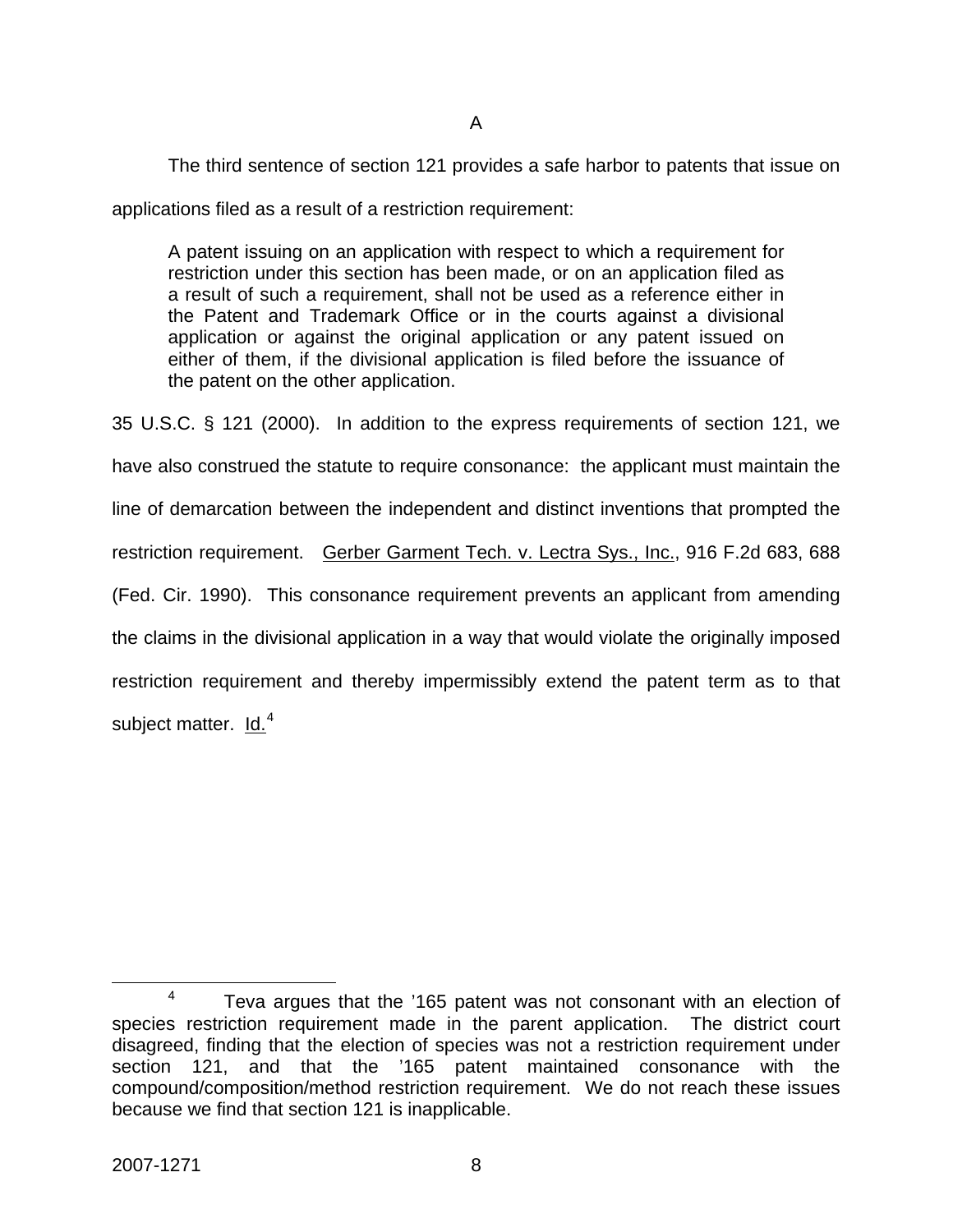### A

The third sentence of section 121 provides a safe harbor to patents that issue on applications filed as a result of a restriction requirement:

> A patent issuing on an application with respect to which a requirement for restriction under this section has been made, or on an application filed as a result of such a requirement, shall not be used as a reference either in the Patent and Trademark Office or in the courts against a divisional application or against the original application or any patent issued on either of them, if the divisional application is filed before the issuance of the patent on the other application.

35 U.S.C. § 121 (2000). In addition to the express requirements of section 121, we have also construed the statute to require consonance: the applicant must maintain the line of demarcation between the independent and distinct inventions that prompted the restriction requirement. Gerber Garment Tech. v. Lectra Sys., Inc., 916 F.2d 683, 688 (Fed. Cir. 1990). This consonance requirement prevents an applicant from amending the claims in the divisional application in a way that would violate the originally imposed restriction requirement and thereby impermissibly extend the patent term as to that subject matter. Id.[4]

---

[4] Teva argues that the '165 patent was not consonant with an election of species restriction requirement made in the parent application. The district court disagreed, finding that the election of species was not a restriction requirement under section 121, and that the '165 patent maintained consonance with the compound/composition/method restriction requirement. We do not reach these issues because we find that section 121 is inapplicable.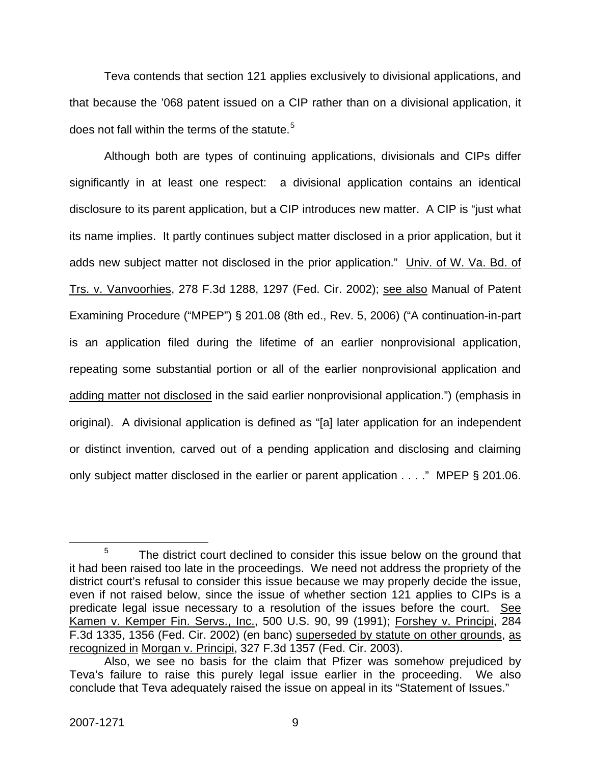Teva contends that section 121 applies exclusively to divisional applications, and that because the '068 patent issued on a CIP rather than on a divisional application, it does not fall within the terms of the statute.[5]

Although both are types of continuing applications, divisionals and CIPs differ significantly in at least one respect: a divisional application contains an identical disclosure to its parent application, but a CIP introduces new matter. A CIP is "just what its name implies. It partly continues subject matter disclosed in a prior application, but it adds new subject matter not disclosed in the prior application." Univ. of W. Va. Bd. of Trs. v. Vanvoorhies, 278 F.3d 1288, 1297 (Fed. Cir. 2002); see also Manual of Patent Examining Procedure ("MPEP") § 201.08 (8th ed., Rev. 5, 2006) ("A continuation-in-part is an application filed during the lifetime of an earlier nonprovisional application, repeating some substantial portion or all of the earlier nonprovisional application and adding matter not disclosed in the said earlier nonprovisional application.") (emphasis in original). A divisional application is defined as "[a] later application for an independent or distinct invention, carved out of a pending application and disclosing and claiming only subject matter disclosed in the earlier or parent application . . . ." MPEP § 201.06.

---

[5] The district court declined to consider this issue below on the ground that it had been raised too late in the proceedings. We need not address the propriety of the district court's refusal to consider this issue because we may properly decide the issue, even if not raised below, since the issue of whether section 121 applies to CIPs is a predicate legal issue necessary to a resolution of the issues before the court. See Kamen v. Kemper Fin. Servs., Inc., 500 U.S. 90, 99 (1991); Forshey v. Principi, 284 F.3d 1335, 1356 (Fed. Cir. 2002) (en banc) superseded by statute on other grounds, as recognized in Morgan v. Principi, 327 F.3d 1357 (Fed. Cir. 2003).

Also, we see no basis for the claim that Pfizer was somehow prejudiced by Teva's failure to raise this purely legal issue earlier in the proceeding. We also conclude that Teva adequately raised the issue on appeal in its "Statement of Issues."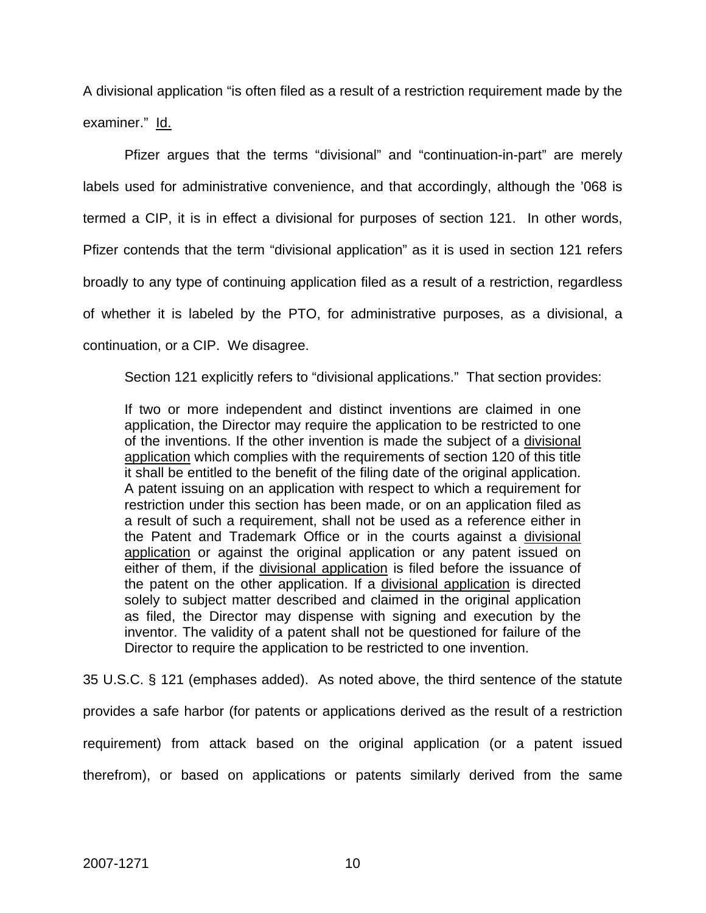A divisional application "is often filed as a result of a restriction requirement made by the examiner." Id.

Pfizer argues that the terms "divisional" and "continuation-in-part" are merely labels used for administrative convenience, and that accordingly, although the '068 is termed a CIP, it is in effect a divisional for purposes of section 121. In other words, Pfizer contends that the term "divisional application" as it is used in section 121 refers broadly to any type of continuing application filed as a result of a restriction, regardless of whether it is labeled by the PTO, for administrative purposes, as a divisional, a continuation, or a CIP. We disagree.

Section 121 explicitly refers to "divisional applications." That section provides:

> If two or more independent and distinct inventions are claimed in one application, the Director may require the application to be restricted to one of the inventions. If the other invention is made the subject of a <u>divisional application</u> which complies with the requirements of section 120 of this title it shall be entitled to the benefit of the filing date of the original application. A patent issuing on an application with respect to which a requirement for restriction under this section has been made, or on an application filed as a result of such a requirement, shall not be used as a reference either in the Patent and Trademark Office or in the courts against a <u>divisional application</u> or against the original application or any patent issued on either of them, if the <u>divisional application</u> is filed before the issuance of the patent on the other application. If a <u>divisional application</u> is directed solely to subject matter described and claimed in the original application as filed, the Director may dispense with signing and execution by the inventor. The validity of a patent shall not be questioned for failure of the Director to require the application to be restricted to one invention.

35 U.S.C. § 121 (emphases added). As noted above, the third sentence of the statute provides a safe harbor (for patents or applications derived as the result of a restriction requirement) from attack based on the original application (or a patent issued therefrom), or based on applications or patents similarly derived from the same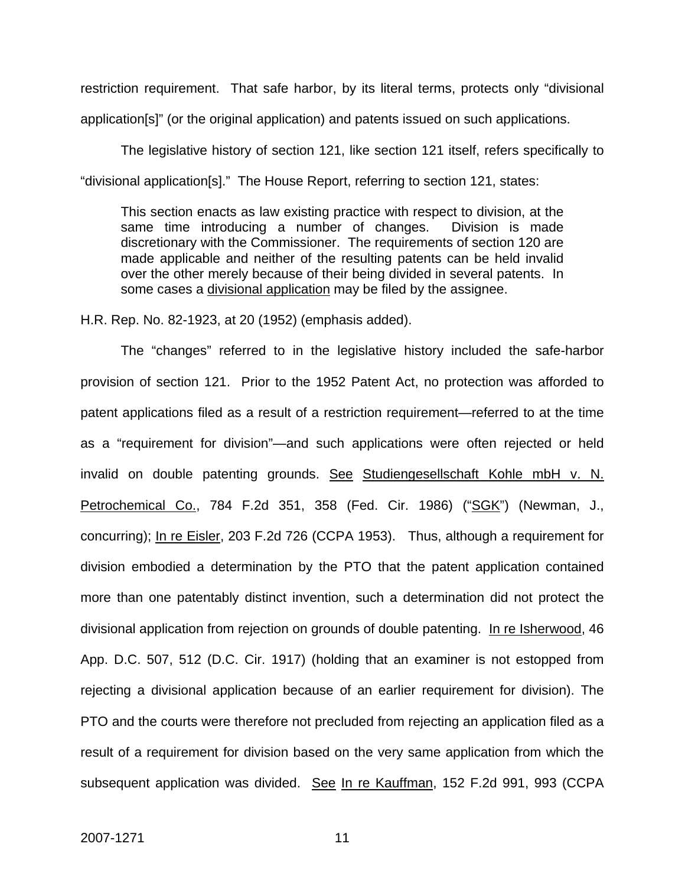restriction requirement. That safe harbor, by its literal terms, protects only "divisional application[s]" (or the original application) and patents issued on such applications.

The legislative history of section 121, like section 121 itself, refers specifically to "divisional application[s]." The House Report, referring to section 121, states:

> This section enacts as law existing practice with respect to division, at the same time introducing a number of changes. Division is made discretionary with the Commissioner. The requirements of section 120 are made applicable and neither of the resulting patents can be held invalid over the other merely because of their being divided in several patents. In some cases a <u>divisional application</u> may be filed by the assignee.

H.R. Rep. No. 82-1923, at 20 (1952) (emphasis added).

The "changes" referred to in the legislative history included the safe-harbor provision of section 121. Prior to the 1952 Patent Act, no protection was afforded to patent applications filed as a result of a restriction requirement—referred to at the time as a "requirement for division"—and such applications were often rejected or held invalid on double patenting grounds. <u>See</u> <u>Studiengesellschaft Kohle mbH v. N. Petrochemical Co.</u>, 784 F.2d 351, 358 (Fed. Cir. 1986) ("<u>SGK</u>") (Newman, J., concurring); <u>In re Eisler</u>, 203 F.2d 726 (CCPA 1953). Thus, although a requirement for division embodied a determination by the PTO that the patent application contained more than one patentably distinct invention, such a determination did not protect the divisional application from rejection on grounds of double patenting. <u>In re Isherwood</u>, 46 App. D.C. 507, 512 (D.C. Cir. 1917) (holding that an examiner is not estopped from rejecting a divisional application because of an earlier requirement for division). The PTO and the courts were therefore not precluded from rejecting an application filed as a result of a requirement for division based on the very same application from which the subsequent application was divided. <u>See</u> <u>In re Kauffman</u>, 152 F.2d 991, 993 (CCPA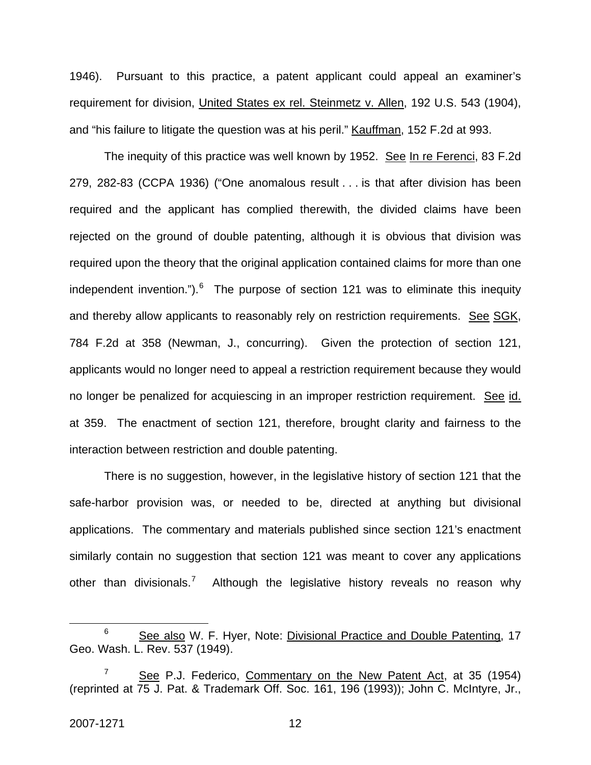1946). Pursuant to this practice, a patent applicant could appeal an examiner's requirement for division, United States ex rel. Steinmetz v. Allen, 192 U.S. 543 (1904), and "his failure to litigate the question was at his peril." Kauffman, 152 F.2d at 993.

The inequity of this practice was well known by 1952. See In re Ferenci, 83 F.2d 279, 282-83 (CCPA 1936) ("One anomalous result . . . is that after division has been required and the applicant has complied therewith, the divided claims have been rejected on the ground of double patenting, although it is obvious that division was required upon the theory that the original application contained claims for more than one independent invention.").[6] The purpose of section 121 was to eliminate this inequity and thereby allow applicants to reasonably rely on restriction requirements. See SGK, 784 F.2d at 358 (Newman, J., concurring). Given the protection of section 121, applicants would no longer need to appeal a restriction requirement because they would no longer be penalized for acquiescing in an improper restriction requirement. See id. at 359. The enactment of section 121, therefore, brought clarity and fairness to the interaction between restriction and double patenting.

There is no suggestion, however, in the legislative history of section 121 that the safe-harbor provision was, or needed to be, directed at anything but divisional applications. The commentary and materials published since section 121's enactment similarly contain no suggestion that section 121 was meant to cover any applications other than divisionals.[7] Although the legislative history reveals no reason why

---

[6] See also W. F. Hyer, Note: Divisional Practice and Double Patenting, 17 Geo. Wash. L. Rev. 537 (1949).

[7] See P.J. Federico, Commentary on the New Patent Act, at 35 (1954) (reprinted at 75 J. Pat. & Trademark Off. Soc. 161, 196 (1993)); John C. McIntyre, Jr.,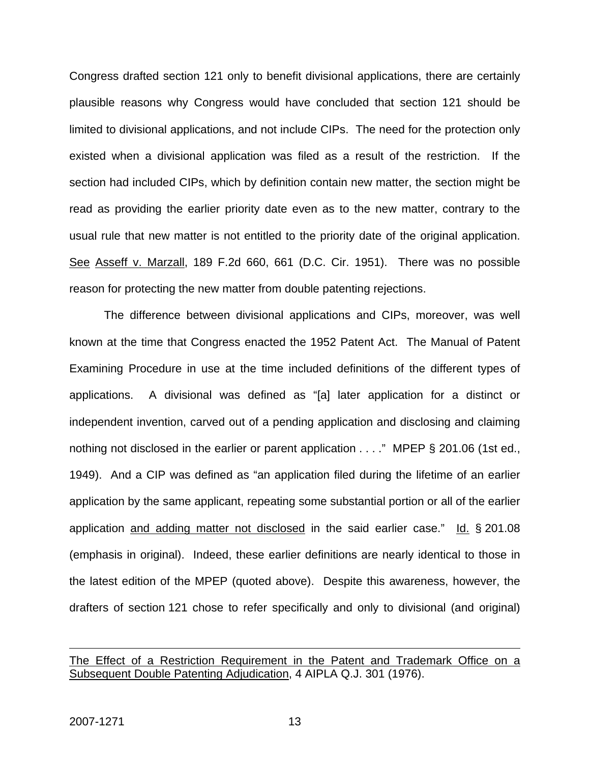Congress drafted section 121 only to benefit divisional applications, there are certainly plausible reasons why Congress would have concluded that section 121 should be limited to divisional applications, and not include CIPs. The need for the protection only existed when a divisional application was filed as a result of the restriction. If the section had included CIPs, which by definition contain new matter, the section might be read as providing the earlier priority date even as to the new matter, contrary to the usual rule that new matter is not entitled to the priority date of the original application. See Asseff v. Marzall, 189 F.2d 660, 661 (D.C. Cir. 1951). There was no possible reason for protecting the new matter from double patenting rejections.

The difference between divisional applications and CIPs, moreover, was well known at the time that Congress enacted the 1952 Patent Act. The Manual of Patent Examining Procedure in use at the time included definitions of the different types of applications. A divisional was defined as "[a] later application for a distinct or independent invention, carved out of a pending application and disclosing and claiming nothing not disclosed in the earlier or parent application . . . ." MPEP § 201.06 (1st ed., 1949). And a CIP was defined as "an application filed during the lifetime of an earlier application by the same applicant, repeating some substantial portion or all of the earlier application and adding matter not disclosed in the said earlier case." Id. § 201.08 (emphasis in original). Indeed, these earlier definitions are nearly identical to those in the latest edition of the MPEP (quoted above). Despite this awareness, however, the drafters of section 121 chose to refer specifically and only to divisional (and original)

---

The Effect of a Restriction Requirement in the Patent and Trademark Office on a Subsequent Double Patenting Adjudication, 4 AIPLA Q.J. 301 (1976).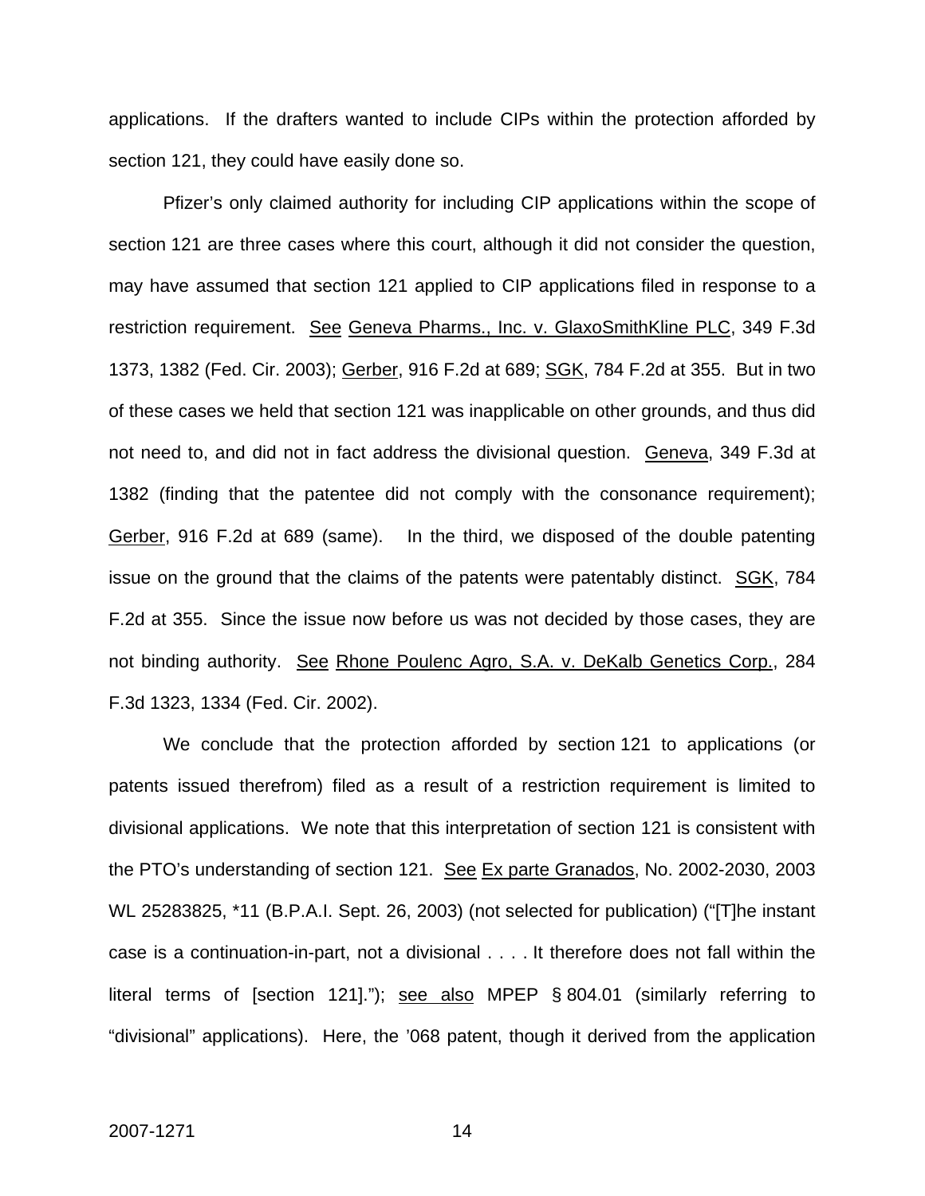applications. If the drafters wanted to include CIPs within the protection afforded by section 121, they could have easily done so.

Pfizer's only claimed authority for including CIP applications within the scope of section 121 are three cases where this court, although it did not consider the question, may have assumed that section 121 applied to CIP applications filed in response to a restriction requirement. See Geneva Pharms., Inc. v. GlaxoSmithKline PLC, 349 F.3d 1373, 1382 (Fed. Cir. 2003); Gerber, 916 F.2d at 689; SGK, 784 F.2d at 355. But in two of these cases we held that section 121 was inapplicable on other grounds, and thus did not need to, and did not in fact address the divisional question. Geneva, 349 F.3d at 1382 (finding that the patentee did not comply with the consonance requirement); Gerber, 916 F.2d at 689 (same). In the third, we disposed of the double patenting issue on the ground that the claims of the patents were patentably distinct. SGK, 784 F.2d at 355. Since the issue now before us was not decided by those cases, they are not binding authority. See Rhone Poulenc Agro, S.A. v. DeKalb Genetics Corp., 284 F.3d 1323, 1334 (Fed. Cir. 2002).

We conclude that the protection afforded by section 121 to applications (or patents issued therefrom) filed as a result of a restriction requirement is limited to divisional applications. We note that this interpretation of section 121 is consistent with the PTO's understanding of section 121. See Ex parte Granados, No. 2002-2030, 2003 WL 25283825, *11 (B.P.A.I. Sept. 26, 2003) (not selected for publication) ("[T]he instant case is a continuation-in-part, not a divisional . . . . It therefore does not fall within the literal terms of [section 121]."); see also MPEP § 804.01 (similarly referring to "divisional" applications). Here, the '068 patent, though it derived from the application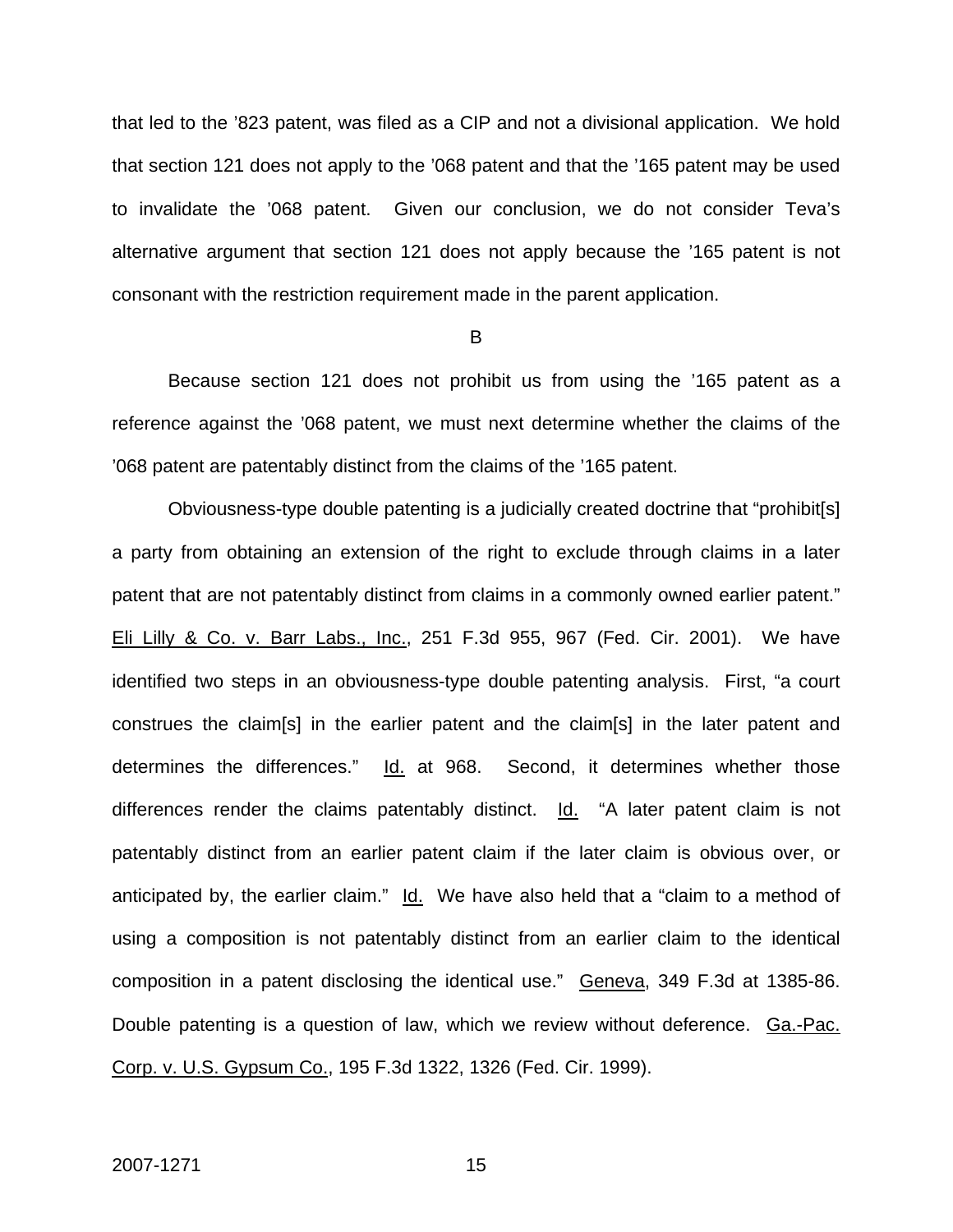that led to the ’823 patent, was filed as a CIP and not a divisional application. We hold that section 121 does not apply to the ’068 patent and that the ’165 patent may be used to invalidate the ’068 patent. Given our conclusion, we do not consider Teva’s alternative argument that section 121 does not apply because the ’165 patent is not consonant with the restriction requirement made in the parent application.

B

Because section 121 does not prohibit us from using the ’165 patent as a reference against the ’068 patent, we must next determine whether the claims of the ’068 patent are patentably distinct from the claims of the ’165 patent.

Obviousness-type double patenting is a judicially created doctrine that “prohibit[s] a party from obtaining an extension of the right to exclude through claims in a later patent that are not patentably distinct from claims in a commonly owned earlier patent.” Eli Lilly & Co. v. Barr Labs., Inc., 251 F.3d 955, 967 (Fed. Cir. 2001). We have identified two steps in an obviousness-type double patenting analysis. First, “a court construes the claim[s] in the earlier patent and the claim[s] in the later patent and determines the differences.” Id. at 968. Second, it determines whether those differences render the claims patentably distinct. Id. “A later patent claim is not patentably distinct from an earlier patent claim if the later claim is obvious over, or anticipated by, the earlier claim.” Id. We have also held that a “claim to a method of using a composition is not patentably distinct from an earlier claim to the identical composition in a patent disclosing the identical use.” Geneva, 349 F.3d at 1385-86. Double patenting is a question of law, which we review without deference. Ga.-Pac. Corp. v. U.S. Gypsum Co., 195 F.3d 1322, 1326 (Fed. Cir. 1999).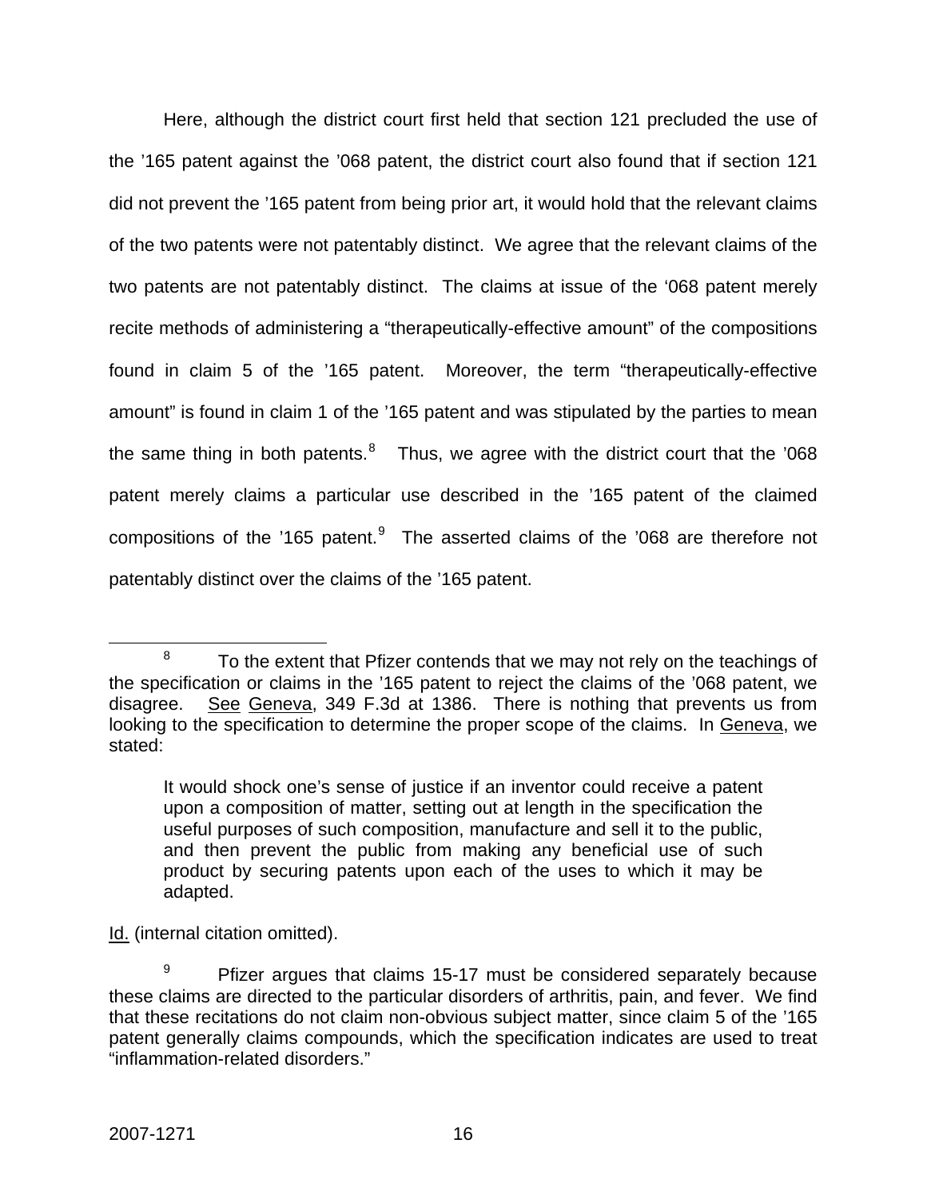Here, although the district court first held that section 121 precluded the use of the ’165 patent against the ’068 patent, the district court also found that if section 121 did not prevent the ’165 patent from being prior art, it would hold that the relevant claims of the two patents were not patentably distinct. We agree that the relevant claims of the two patents are not patentably distinct. The claims at issue of the ‘068 patent merely recite methods of administering a “therapeutically-effective amount” of the compositions found in claim 5 of the ’165 patent. Moreover, the term “therapeutically-effective amount” is found in claim 1 of the ’165 patent and was stipulated by the parties to mean the same thing in both patents.[8] Thus, we agree with the district court that the ’068 patent merely claims a particular use described in the ’165 patent of the claimed compositions of the ’165 patent.[9] The asserted claims of the ’068 are therefore not patentably distinct over the claims of the ’165 patent.

---

[8] To the extent that Pfizer contends that we may not rely on the teachings of the specification or claims in the ’165 patent to reject the claims of the ’068 patent, we disagree. See Geneva, 349 F.3d at 1386. There is nothing that prevents us from looking to the specification to determine the proper scope of the claims. In Geneva, we stated:

> It would shock one’s sense of justice if an inventor could receive a patent upon a composition of matter, setting out at length in the specification the useful purposes of such composition, manufacture and sell it to the public, and then prevent the public from making any beneficial use of such product by securing patents upon each of the uses to which it may be adapted.

Id. (internal citation omitted).

[9] Pfizer argues that claims 15-17 must be considered separately because these claims are directed to the particular disorders of arthritis, pain, and fever. We find that these recitations do not claim non-obvious subject matter, since claim 5 of the ’165 patent generally claims compounds, which the specification indicates are used to treat “inflammation-related disorders.”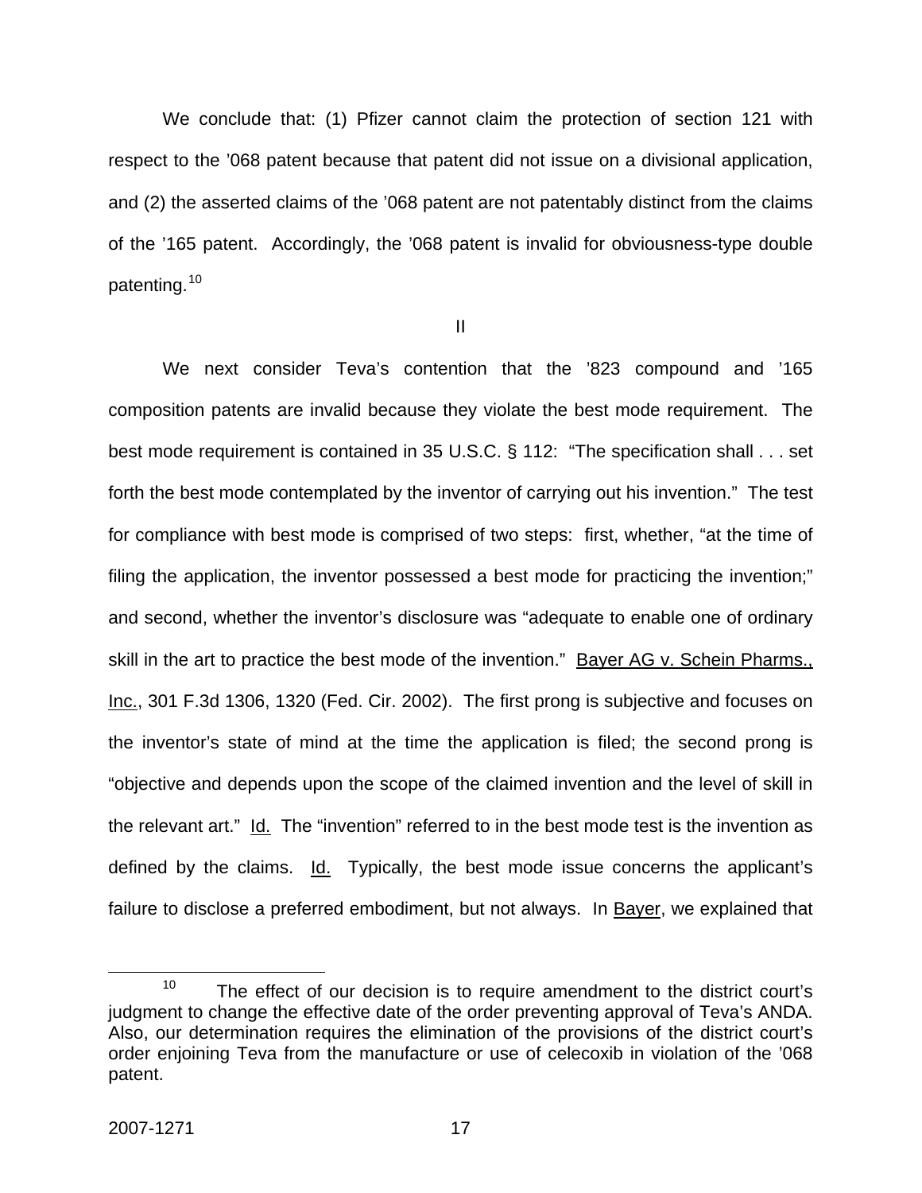We conclude that: (1) Pfizer cannot claim the protection of section 121 with respect to the ’068 patent because that patent did not issue on a divisional application, and (2) the asserted claims of the ’068 patent are not patentably distinct from the claims of the ’165 patent. Accordingly, the ’068 patent is invalid for obviousness-type double patenting.[10]

II

We next consider Teva’s contention that the ’823 compound and ’165 composition patents are invalid because they violate the best mode requirement. The best mode requirement is contained in 35 U.S.C. § 112: “The specification shall . . . set forth the best mode contemplated by the inventor of carrying out his invention.” The test for compliance with best mode is comprised of two steps: first, whether, “at the time of filing the application, the inventor possessed a best mode for practicing the invention;” and second, whether the inventor’s disclosure was “adequate to enable one of ordinary skill in the art to practice the best mode of the invention.” Bayer AG v. Schein Pharms., Inc., 301 F.3d 1306, 1320 (Fed. Cir. 2002). The first prong is subjective and focuses on the inventor’s state of mind at the time the application is filed; the second prong is “objective and depends upon the scope of the claimed invention and the level of skill in the relevant art.” Id. The “invention” referred to in the best mode test is the invention as defined by the claims. Id. Typically, the best mode issue concerns the applicant’s failure to disclose a preferred embodiment, but not always. In Bayer, we explained that

[10] The effect of our decision is to require amendment to the district court’s judgment to change the effective date of the order preventing approval of Teva’s ANDA. Also, our determination requires the elimination of the provisions of the district court’s order enjoining Teva from the manufacture or use of celecoxib in violation of the ’068 patent.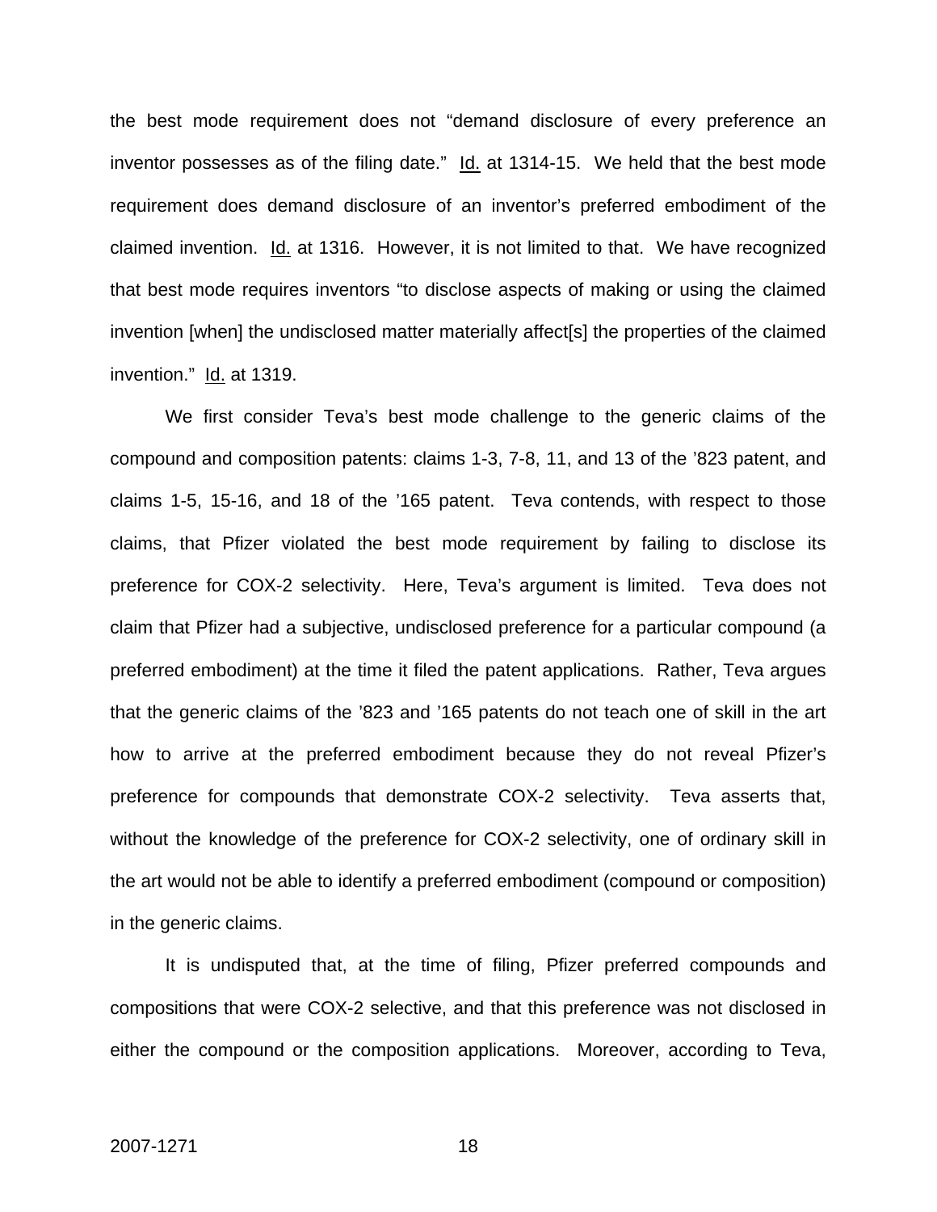the best mode requirement does not "demand disclosure of every preference an inventor possesses as of the filing date." Id. at 1314-15. We held that the best mode requirement does demand disclosure of an inventor's preferred embodiment of the claimed invention. Id. at 1316. However, it is not limited to that. We have recognized that best mode requires inventors "to disclose aspects of making or using the claimed invention [when] the undisclosed matter materially affect[s] the properties of the claimed invention." Id. at 1319.

We first consider Teva's best mode challenge to the generic claims of the compound and composition patents: claims 1-3, 7-8, 11, and 13 of the '823 patent, and claims 1-5, 15-16, and 18 of the '165 patent. Teva contends, with respect to those claims, that Pfizer violated the best mode requirement by failing to disclose its preference for COX-2 selectivity. Here, Teva's argument is limited. Teva does not claim that Pfizer had a subjective, undisclosed preference for a particular compound (a preferred embodiment) at the time it filed the patent applications. Rather, Teva argues that the generic claims of the '823 and '165 patents do not teach one of skill in the art how to arrive at the preferred embodiment because they do not reveal Pfizer's preference for compounds that demonstrate COX-2 selectivity. Teva asserts that, without the knowledge of the preference for COX-2 selectivity, one of ordinary skill in the art would not be able to identify a preferred embodiment (compound or composition) in the generic claims.

It is undisputed that, at the time of filing, Pfizer preferred compounds and compositions that were COX-2 selective, and that this preference was not disclosed in either the compound or the composition applications. Moreover, according to Teva,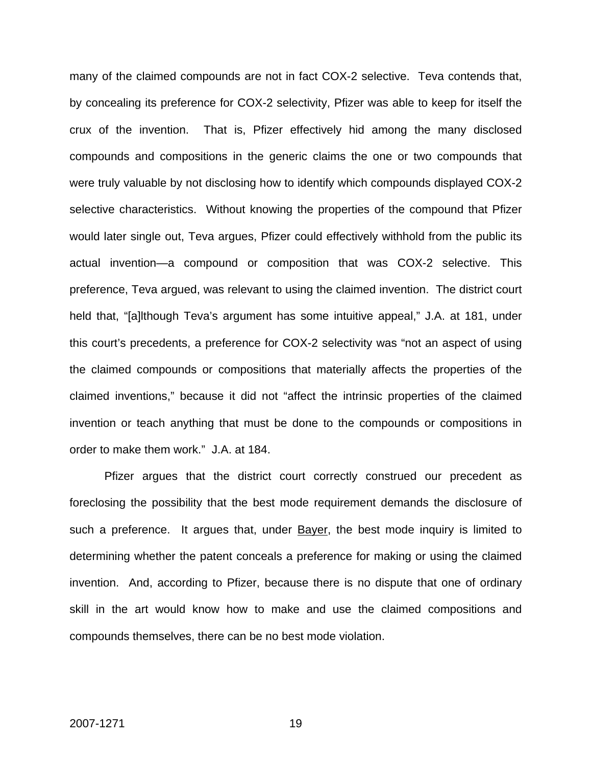many of the claimed compounds are not in fact COX-2 selective. Teva contends that, by concealing its preference for COX-2 selectivity, Pfizer was able to keep for itself the crux of the invention. That is, Pfizer effectively hid among the many disclosed compounds and compositions in the generic claims the one or two compounds that were truly valuable by not disclosing how to identify which compounds displayed COX-2 selective characteristics. Without knowing the properties of the compound that Pfizer would later single out, Teva argues, Pfizer could effectively withhold from the public its actual invention—a compound or composition that was COX-2 selective. This preference, Teva argued, was relevant to using the claimed invention. The district court held that, "[a]lthough Teva's argument has some intuitive appeal," J.A. at 181, under this court's precedents, a preference for COX-2 selectivity was "not an aspect of using the claimed compounds or compositions that materially affects the properties of the claimed inventions," because it did not "affect the intrinsic properties of the claimed invention or teach anything that must be done to the compounds or compositions in order to make them work." J.A. at 184.

Pfizer argues that the district court correctly construed our precedent as foreclosing the possibility that the best mode requirement demands the disclosure of such a preference. It argues that, under Bayer, the best mode inquiry is limited to determining whether the patent conceals a preference for making or using the claimed invention. And, according to Pfizer, because there is no dispute that one of ordinary skill in the art would know how to make and use the claimed compositions and compounds themselves, there can be no best mode violation.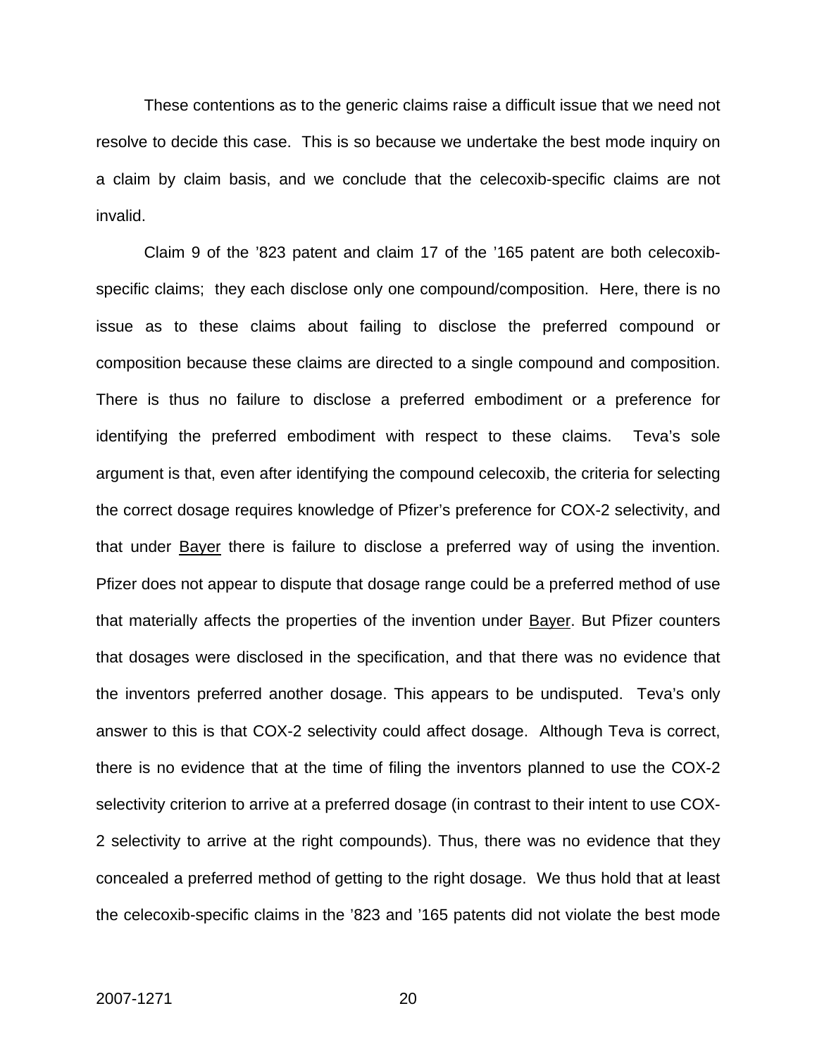These contentions as to the generic claims raise a difficult issue that we need not resolve to decide this case. This is so because we undertake the best mode inquiry on a claim by claim basis, and we conclude that the celecoxib-specific claims are not invalid.

Claim 9 of the '823 patent and claim 17 of the '165 patent are both celecoxib-specific claims; they each disclose only one compound/composition. Here, there is no issue as to these claims about failing to disclose the preferred compound or composition because these claims are directed to a single compound and composition. There is thus no failure to disclose a preferred embodiment or a preference for identifying the preferred embodiment with respect to these claims. Teva's sole argument is that, even after identifying the compound celecoxib, the criteria for selecting the correct dosage requires knowledge of Pfizer's preference for COX-2 selectivity, and that under <u>Bayer</u> there is failure to disclose a preferred way of using the invention. Pfizer does not appear to dispute that dosage range could be a preferred method of use that materially affects the properties of the invention under <u>Bayer</u>. But Pfizer counters that dosages were disclosed in the specification, and that there was no evidence that the inventors preferred another dosage. This appears to be undisputed. Teva's only answer to this is that COX-2 selectivity could affect dosage. Although Teva is correct, there is no evidence that at the time of filing the inventors planned to use the COX-2 selectivity criterion to arrive at a preferred dosage (in contrast to their intent to use COX-2 selectivity to arrive at the right compounds). Thus, there was no evidence that they concealed a preferred method of getting to the right dosage. We thus hold that at least the celecoxib-specific claims in the '823 and '165 patents did not violate the best mode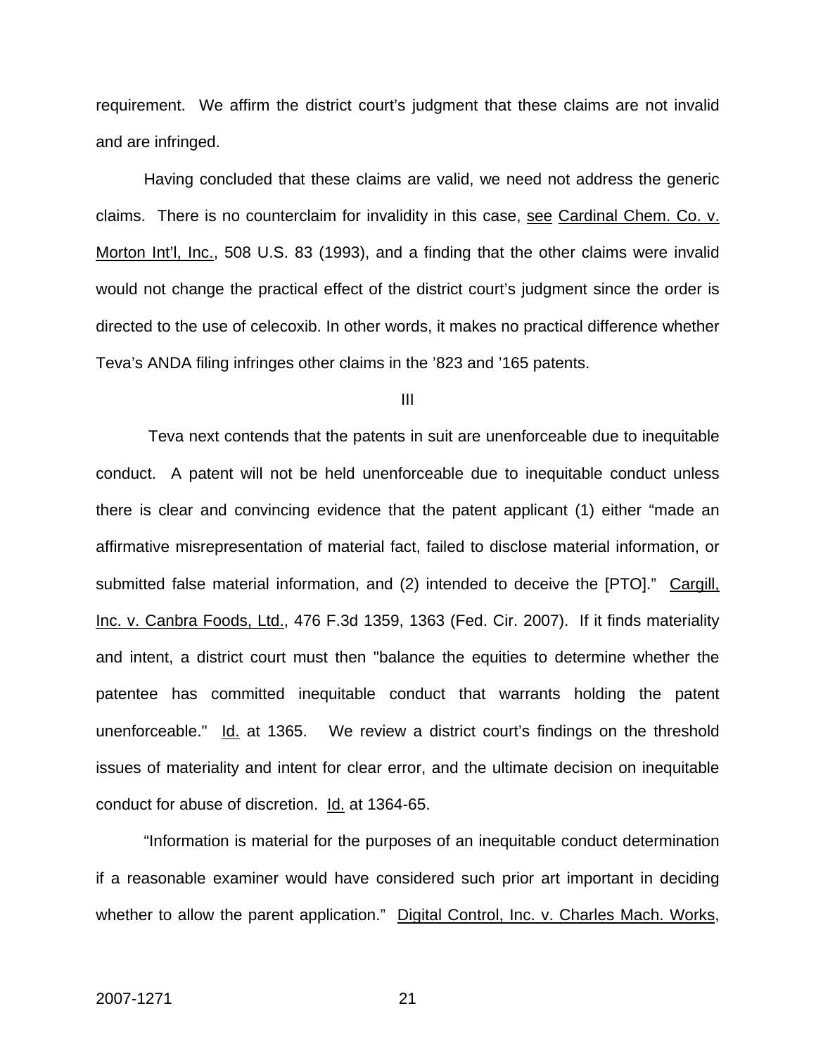requirement. We affirm the district court's judgment that these claims are not invalid and are infringed.

Having concluded that these claims are valid, we need not address the generic claims. There is no counterclaim for invalidity in this case, see Cardinal Chem. Co. v. Morton Int'l, Inc., 508 U.S. 83 (1993), and a finding that the other claims were invalid would not change the practical effect of the district court's judgment since the order is directed to the use of celecoxib. In other words, it makes no practical difference whether Teva's ANDA filing infringes other claims in the '823 and '165 patents.

III

Teva next contends that the patents in suit are unenforceable due to inequitable conduct. A patent will not be held unenforceable due to inequitable conduct unless there is clear and convincing evidence that the patent applicant (1) either "made an affirmative misrepresentation of material fact, failed to disclose material information, or submitted false material information, and (2) intended to deceive the [PTO]." Cargill, Inc. v. Canbra Foods, Ltd., 476 F.3d 1359, 1363 (Fed. Cir. 2007). If it finds materiality and intent, a district court must then "balance the equities to determine whether the patentee has committed inequitable conduct that warrants holding the patent unenforceable." Id. at 1365. We review a district court's findings on the threshold issues of materiality and intent for clear error, and the ultimate decision on inequitable conduct for abuse of discretion. Id. at 1364-65.

"Information is material for the purposes of an inequitable conduct determination if a reasonable examiner would have considered such prior art important in deciding whether to allow the parent application." Digital Control, Inc. v. Charles Mach. Works,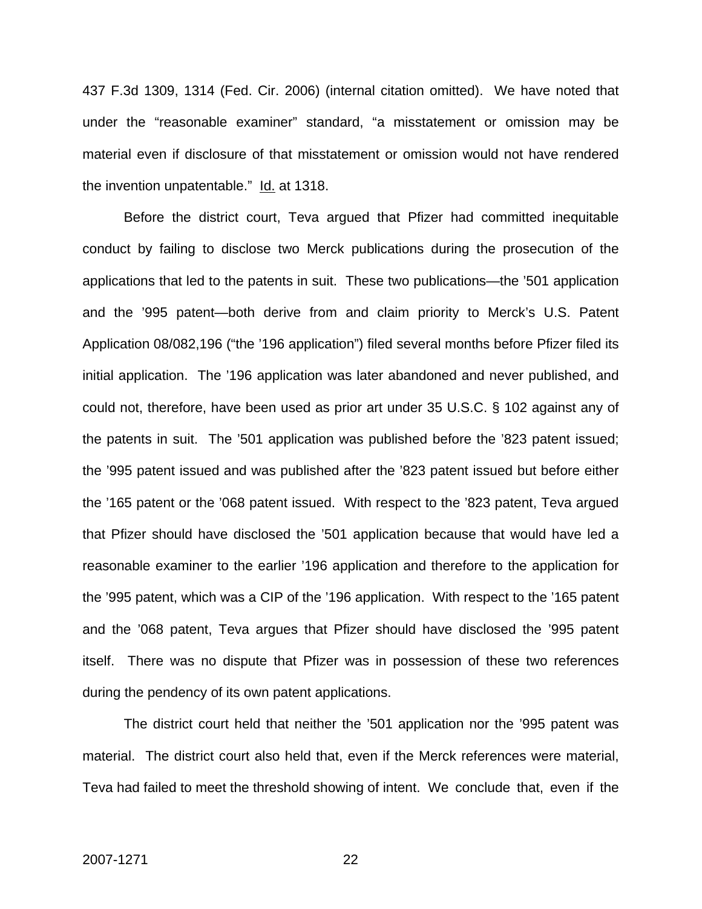437 F.3d 1309, 1314 (Fed. Cir. 2006) (internal citation omitted). We have noted that under the "reasonable examiner" standard, "a misstatement or omission may be material even if disclosure of that misstatement or omission would not have rendered the invention unpatentable." Id. at 1318.

Before the district court, Teva argued that Pfizer had committed inequitable conduct by failing to disclose two Merck publications during the prosecution of the applications that led to the patents in suit. These two publications—the '501 application and the '995 patent—both derive from and claim priority to Merck's U.S. Patent Application 08/082,196 ("the '196 application") filed several months before Pfizer filed its initial application. The '196 application was later abandoned and never published, and could not, therefore, have been used as prior art under 35 U.S.C. § 102 against any of the patents in suit. The '501 application was published before the '823 patent issued; the '995 patent issued and was published after the '823 patent issued but before either the '165 patent or the '068 patent issued. With respect to the '823 patent, Teva argued that Pfizer should have disclosed the '501 application because that would have led a reasonable examiner to the earlier '196 application and therefore to the application for the '995 patent, which was a CIP of the '196 application. With respect to the '165 patent and the '068 patent, Teva argues that Pfizer should have disclosed the '995 patent itself. There was no dispute that Pfizer was in possession of these two references during the pendency of its own patent applications.

The district court held that neither the '501 application nor the '995 patent was material. The district court also held that, even if the Merck references were material, Teva had failed to meet the threshold showing of intent. We conclude that, even if the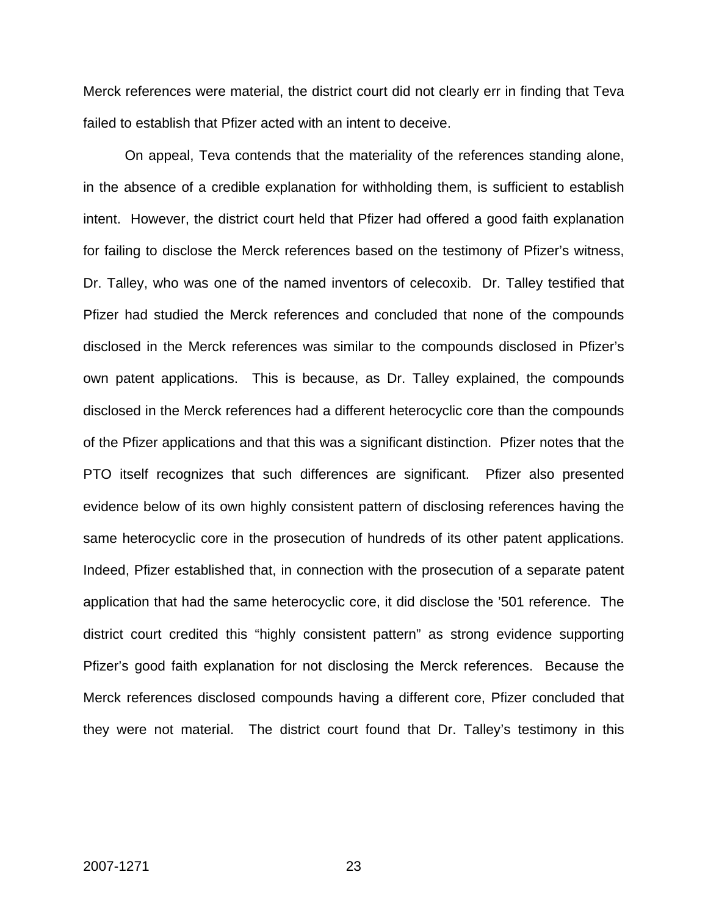Merck references were material, the district court did not clearly err in finding that Teva failed to establish that Pfizer acted with an intent to deceive.

On appeal, Teva contends that the materiality of the references standing alone, in the absence of a credible explanation for withholding them, is sufficient to establish intent. However, the district court held that Pfizer had offered a good faith explanation for failing to disclose the Merck references based on the testimony of Pfizer's witness, Dr. Talley, who was one of the named inventors of celecoxib. Dr. Talley testified that Pfizer had studied the Merck references and concluded that none of the compounds disclosed in the Merck references was similar to the compounds disclosed in Pfizer's own patent applications. This is because, as Dr. Talley explained, the compounds disclosed in the Merck references had a different heterocyclic core than the compounds of the Pfizer applications and that this was a significant distinction. Pfizer notes that the PTO itself recognizes that such differences are significant. Pfizer also presented evidence below of its own highly consistent pattern of disclosing references having the same heterocyclic core in the prosecution of hundreds of its other patent applications. Indeed, Pfizer established that, in connection with the prosecution of a separate patent application that had the same heterocyclic core, it did disclose the '501 reference. The district court credited this "highly consistent pattern" as strong evidence supporting Pfizer's good faith explanation for not disclosing the Merck references. Because the Merck references disclosed compounds having a different core, Pfizer concluded that they were not material. The district court found that Dr. Talley's testimony in this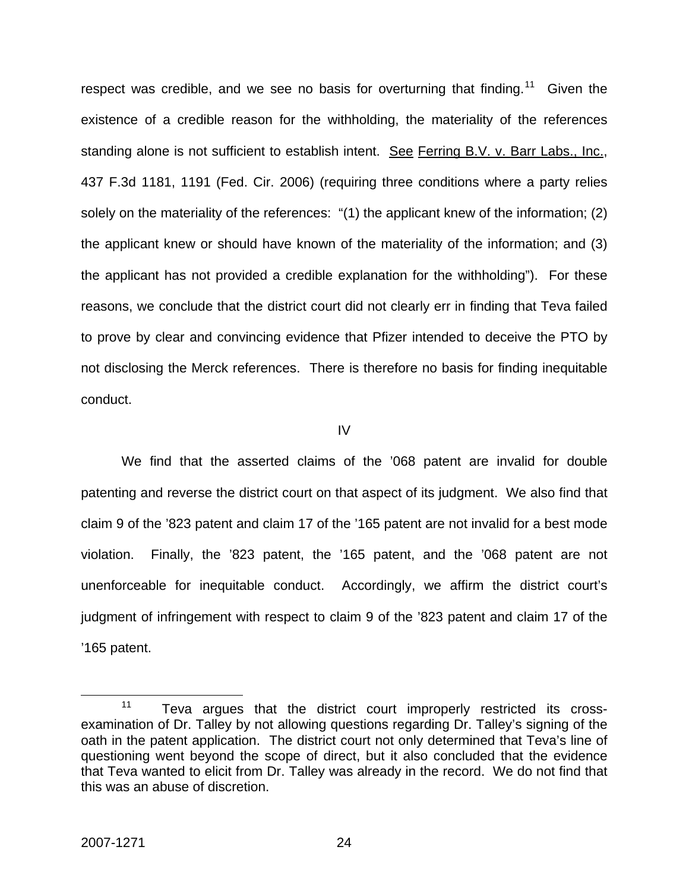respect was credible, and we see no basis for overturning that finding.[11] Given the existence of a credible reason for the withholding, the materiality of the references standing alone is not sufficient to establish intent. See Ferring B.V. v. Barr Labs., Inc., 437 F.3d 1181, 1191 (Fed. Cir. 2006) (requiring three conditions where a party relies solely on the materiality of the references: "(1) the applicant knew of the information; (2) the applicant knew or should have known of the materiality of the information; and (3) the applicant has not provided a credible explanation for the withholding"). For these reasons, we conclude that the district court did not clearly err in finding that Teva failed to prove by clear and convincing evidence that Pfizer intended to deceive the PTO by not disclosing the Merck references. There is therefore no basis for finding inequitable conduct.

## IV

We find that the asserted claims of the '068 patent are invalid for double patenting and reverse the district court on that aspect of its judgment. We also find that claim 9 of the '823 patent and claim 17 of the '165 patent are not invalid for a best mode violation. Finally, the '823 patent, the '165 patent, and the '068 patent are not unenforceable for inequitable conduct. Accordingly, we affirm the district court's judgment of infringement with respect to claim 9 of the '823 patent and claim 17 of the '165 patent.

---

[11] Teva argues that the district court improperly restricted its cross-examination of Dr. Talley by not allowing questions regarding Dr. Talley's signing of the oath in the patent application. The district court not only determined that Teva's line of questioning went beyond the scope of direct, but it also concluded that the evidence that Teva wanted to elicit from Dr. Talley was already in the record. We do not find that this was an abuse of discretion.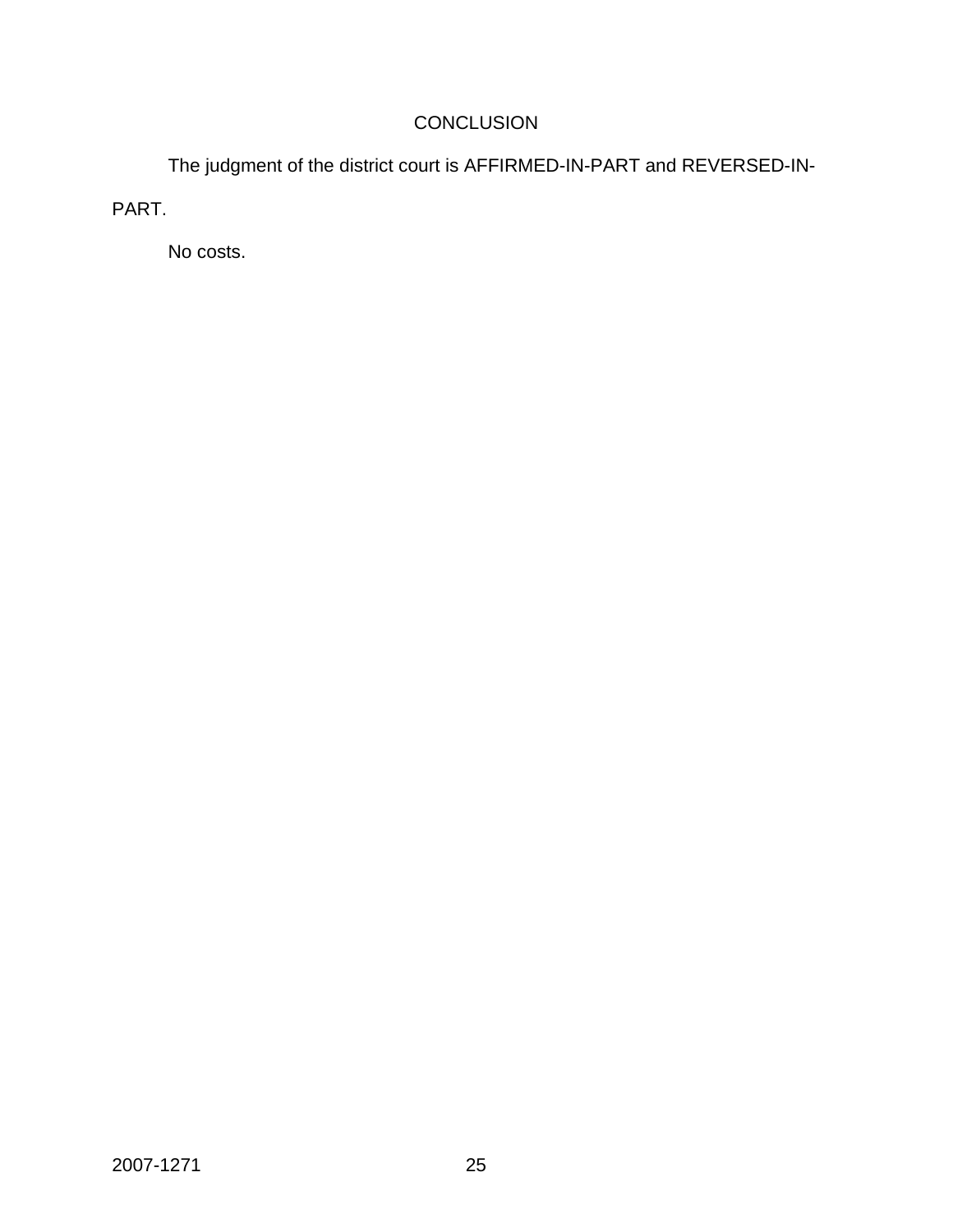## CONCLUSION

The judgment of the district court is AFFIRMED-IN-PART and REVERSED-IN-PART.

No costs.